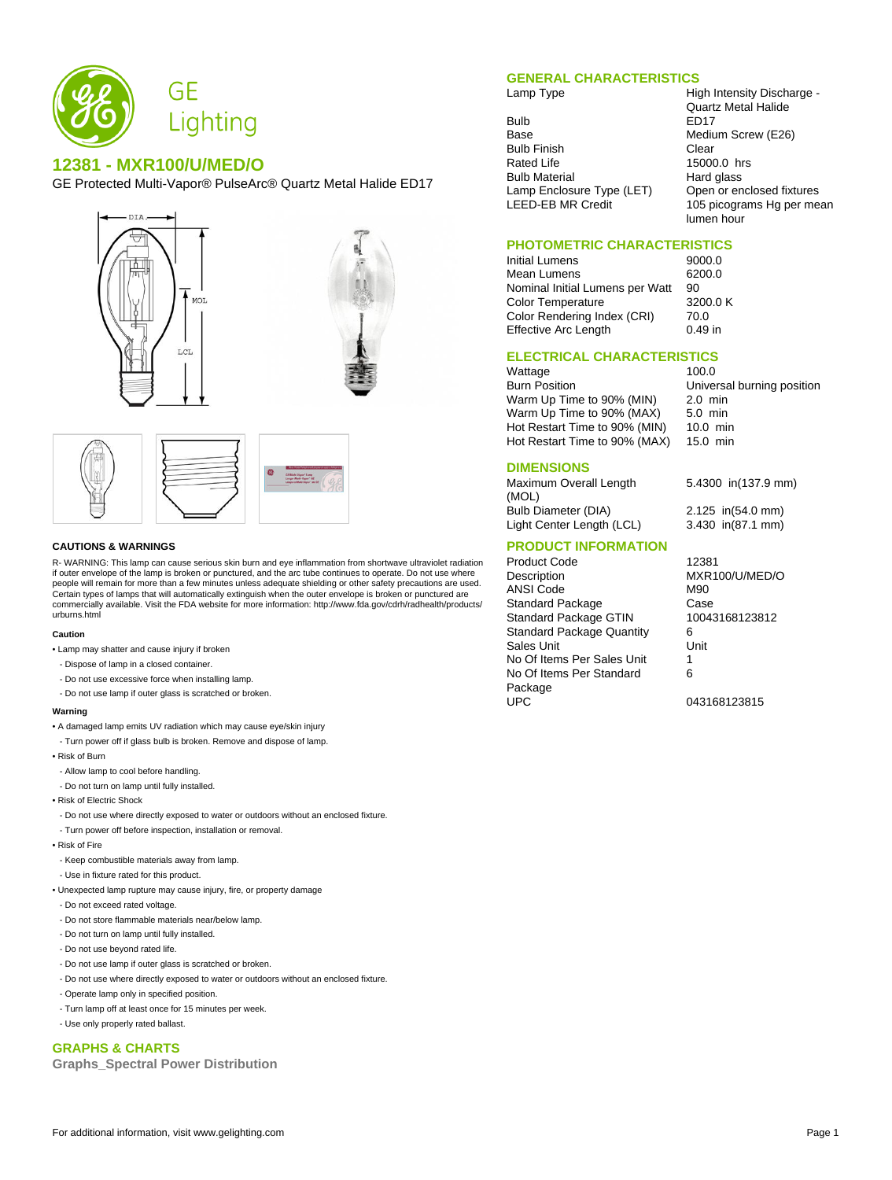GE Lighting

# 12381 - MXR100/U/MED/O

GE Protected Multi-Vapor® PulseArc® Quartz Metal Halide ED17

## GENERAL CHARACTERISTICS

| | |
|---|---|
| Lamp Type | High Intensity Discharge - Quartz Metal Halide |
| Bulb | ED17 |
| Base | Medium Screw (E26) |
| Bulb Finish | Clear |
| Rated Life | 15000.0 hrs |
| Bulb Material | Hard glass |
| Lamp Enclosure Type (LET) | Open or enclosed fixtures |
| LEED-EB MR Credit | 105 picograms Hg per mean lumen hour |

## PHOTOMETRIC CHARACTERISTICS

| | |
|---|---|
| Initial Lumens | 9000.0 |
| Mean Lumens | 6200.0 |
| Nominal Initial Lumens per Watt | 90 |
| Color Temperature | 3200.0 K |
| Color Rendering Index (CRI) | 70.0 |
| Effective Arc Length | 0.49 in |

## ELECTRICAL CHARACTERISTICS

| | |
|---|---|
| Wattage | 100.0 |
| Burn Position | Universal burning position |
| Warm Up Time to 90% (MIN) | 2.0 min |
| Warm Up Time to 90% (MAX) | 5.0 min |
| Hot Restart Time to 90% (MIN) | 10.0 min |
| Hot Restart Time to 90% (MAX) | 15.0 min |

## DIMENSIONS

| | |
|---|---|
| Maximum Overall Length (MOL) | 5.4300 in(137.9 mm) |
| Bulb Diameter (DIA) | 2.125 in(54.0 mm) |
| Light Center Length (LCL) | 3.430 in(87.1 mm) |

## PRODUCT INFORMATION

| | |
|---|---|
| Product Code | 12381 |
| Description | MXR100/U/MED/O |
| ANSI Code | M90 |
| Standard Package | Case |
| Standard Package GTIN | 10043168123812 |
| Standard Package Quantity | 6 |
| Sales Unit | Unit |
| No Of Items Per Sales Unit | 1 |
| No Of Items Per Standard Package | 6 |
| UPC | 043168123815 |

## CAUTIONS & WARNINGS

R- WARNING: This lamp can cause serious skin burn and eye inflammation from shortwave ultraviolet radiation if outer envelope of the lamp is broken or punctured, and the arc tube continues to operate. Do not use where people will remain for more than a few minutes unless adequate shielding or other safety precautions are used. Certain types of lamps that will automatically extinguish when the outer envelope is broken or punctured are commercially available. Visit the FDA website for more information: http://www.fda.gov/cdrh/radhealth/products/urburns.html

### Caution

- Lamp may shatter and cause injury if broken
  - Dispose of lamp in a closed container.
  - Do not use excessive force when installing lamp.
  - Do not use lamp if outer glass is scratched or broken.

### Warning

- A damaged lamp emits UV radiation which may cause eye/skin injury
  - Turn power off if glass bulb is broken. Remove and dispose of lamp.
- Risk of Burn
  - Allow lamp to cool before handling.
  - Do not turn on lamp until fully installed.
- Risk of Electric Shock
  - Do not use where directly exposed to water or outdoors without an enclosed fixture.
  - Turn power off before inspection, installation or removal.
- Risk of Fire
  - Keep combustible materials away from lamp.
  - Use in fixture rated for this product.
- Unexpected lamp rupture may cause injury, fire, or property damage
  - Do not exceed rated voltage.
  - Do not store flammable materials near/below lamp.
  - Do not turn on lamp until fully installed.
  - Do not use beyond rated life.
  - Do not use lamp if outer glass is scratched or broken.
  - Do not use where directly exposed to water or outdoors without an enclosed fixture.
  - Operate lamp only in specified position.
  - Turn lamp off at least once for 15 minutes per week.
  - Use only properly rated ballast.

## GRAPHS & CHARTS

**Graphs_Spectral Power Distribution**

For additional information, visit www.gelighting.com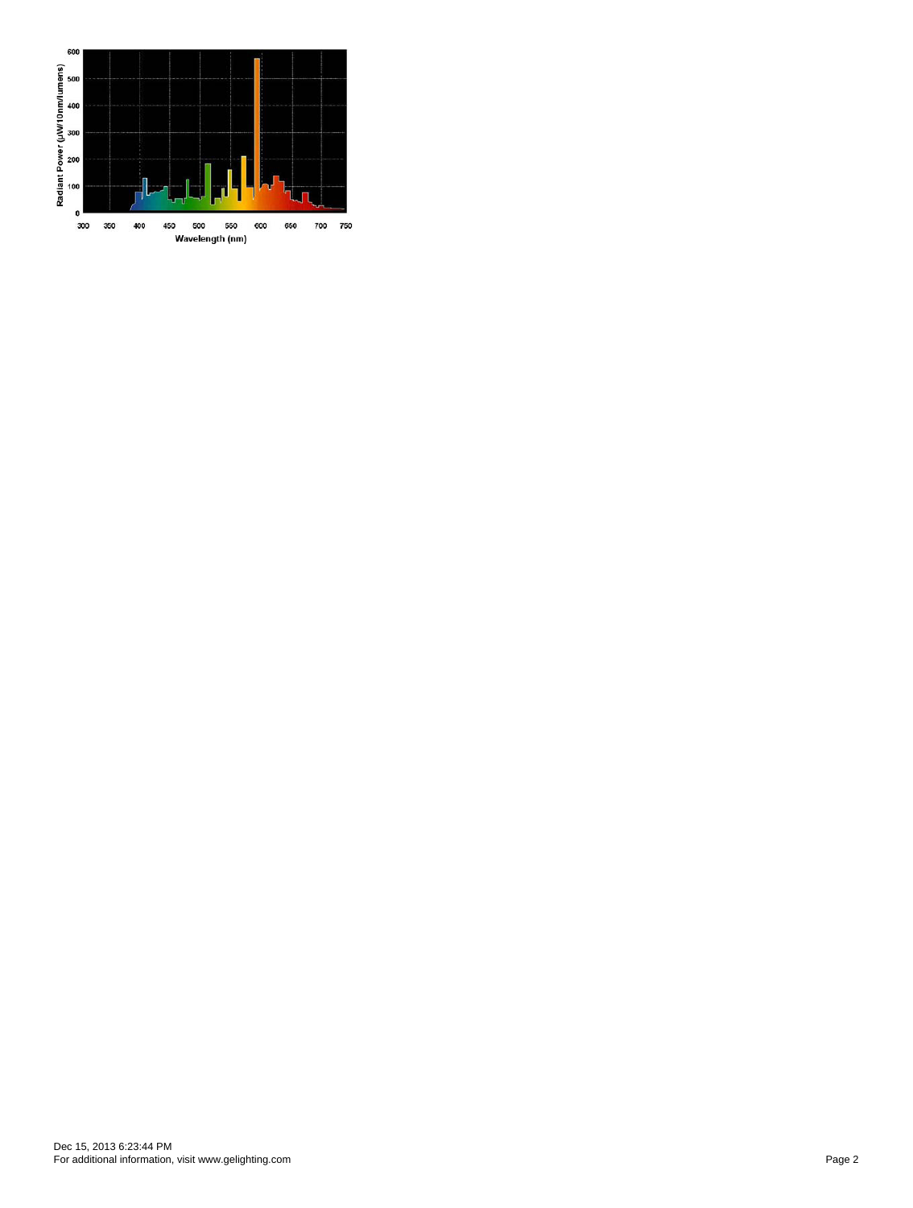Radiant Power (µW/10nm/lumens)

600
500
400
300
200
100
0

300 350 400 450 500 550 600 650 700 750

Wavelength (nm)

Dec 15, 2013 6:23:44 PM
For additional information, visit www.gelighting.com